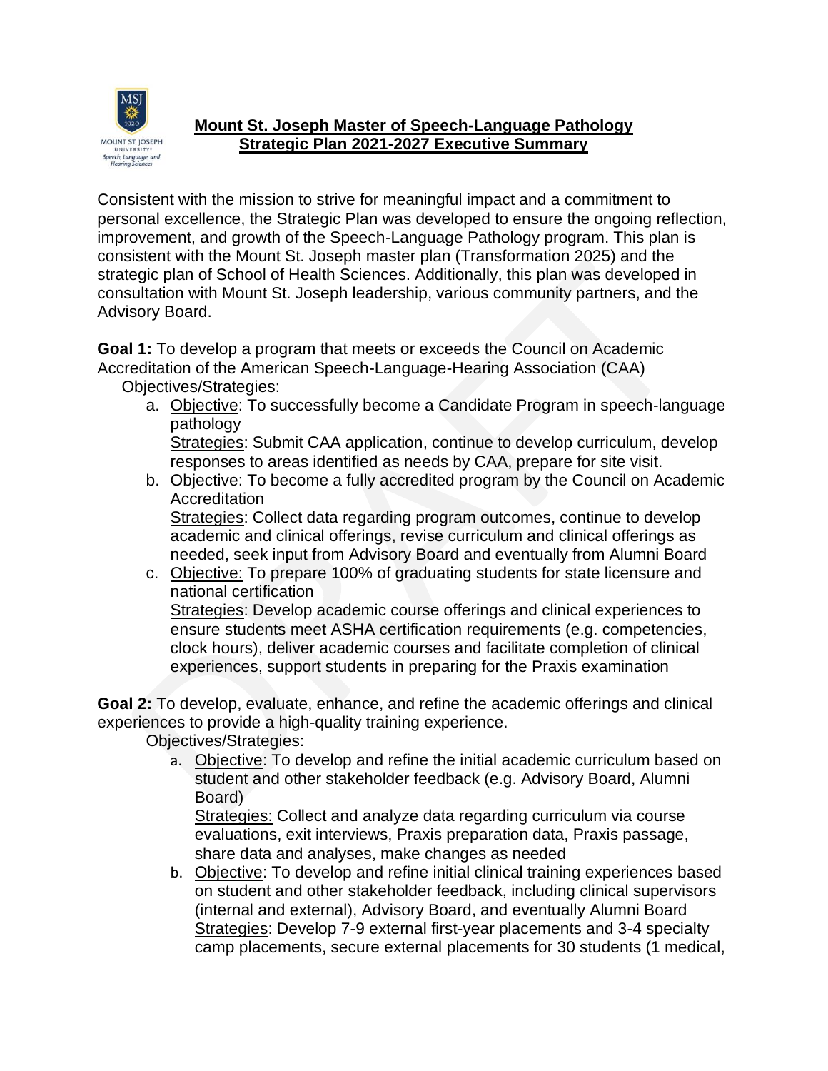# Mount St. Joseph Master of Speech-Language Pathology Strategic Plan 2021-2027 Executive Summary

Consistent with the mission to strive for meaningful impact and a commitment to personal excellence, the Strategic Plan was developed to ensure the ongoing reflection, improvement, and growth of the Speech-Language Pathology program. This plan is consistent with the Mount St. Joseph master plan (Transformation 2025) and the strategic plan of School of Health Sciences. Additionally, this plan was developed in consultation with Mount St. Joseph leadership, various community partners, and the Advisory Board.

**Goal 1:** To develop a program that meets or exceeds the Council on Academic Accreditation of the American Speech-Language-Hearing Association (CAA)

Objectives/Strategies:

a. Objective: To successfully become a Candidate Program in speech-language pathology
   Strategies: Submit CAA application, continue to develop curriculum, develop responses to areas identified as needs by CAA, prepare for site visit.
b. Objective: To become a fully accredited program by the Council on Academic Accreditation
   Strategies: Collect data regarding program outcomes, continue to develop academic and clinical offerings, revise curriculum and clinical offerings as needed, seek input from Advisory Board and eventually from Alumni Board
c. Objective: To prepare 100% of graduating students for state licensure and national certification
   Strategies: Develop academic course offerings and clinical experiences to ensure students meet ASHA certification requirements (e.g. competencies, clock hours), deliver academic courses and facilitate completion of clinical experiences, support students in preparing for the Praxis examination

**Goal 2:** To develop, evaluate, enhance, and refine the academic offerings and clinical experiences to provide a high-quality training experience.

Objectives/Strategies:

a. Objective: To develop and refine the initial academic curriculum based on student and other stakeholder feedback (e.g. Advisory Board, Alumni Board)
   Strategies: Collect and analyze data regarding curriculum via course evaluations, exit interviews, Praxis preparation data, Praxis passage, share data and analyses, make changes as needed
b. Objective: To develop and refine initial clinical training experiences based on student and other stakeholder feedback, including clinical supervisors (internal and external), Advisory Board, and eventually Alumni Board
   Strategies: Develop 7-9 external first-year placements and 3-4 specialty camp placements, secure external placements for 30 students (1 medical,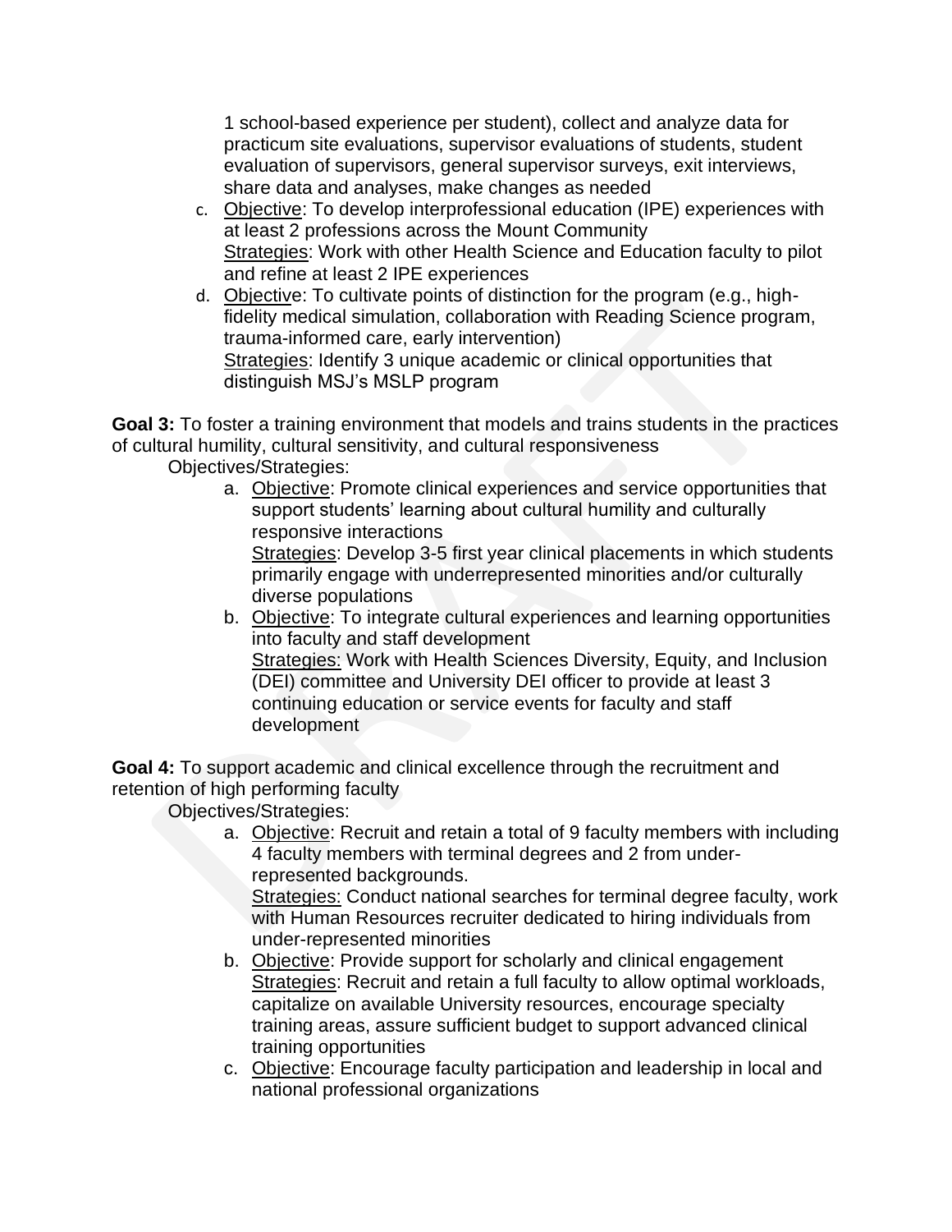1 school-based experience per student), collect and analyze data for practicum site evaluations, supervisor evaluations of students, student evaluation of supervisors, general supervisor surveys, exit interviews, share data and analyses, make changes as needed

c. Objective: To develop interprofessional education (IPE) experiences with at least 2 professions across the Mount Community
   Strategies: Work with other Health Science and Education faculty to pilot and refine at least 2 IPE experiences
d. Objective: To cultivate points of distinction for the program (e.g., high-fidelity medical simulation, collaboration with Reading Science program, trauma-informed care, early intervention)
   Strategies: Identify 3 unique academic or clinical opportunities that distinguish MSJ's MSLP program

**Goal 3:** To foster a training environment that models and trains students in the practices of cultural humility, cultural sensitivity, and cultural responsiveness

Objectives/Strategies:

a. Objective: Promote clinical experiences and service opportunities that support students' learning about cultural humility and culturally responsive interactions
   Strategies: Develop 3-5 first year clinical placements in which students primarily engage with underrepresented minorities and/or culturally diverse populations
b. Objective: To integrate cultural experiences and learning opportunities into faculty and staff development
   Strategies: Work with Health Sciences Diversity, Equity, and Inclusion (DEI) committee and University DEI officer to provide at least 3 continuing education or service events for faculty and staff development

**Goal 4:** To support academic and clinical excellence through the recruitment and retention of high performing faculty

Objectives/Strategies:

a. Objective: Recruit and retain a total of 9 faculty members with including 4 faculty members with terminal degrees and 2 from under-represented backgrounds.
   Strategies: Conduct national searches for terminal degree faculty, work with Human Resources recruiter dedicated to hiring individuals from under-represented minorities
b. Objective: Provide support for scholarly and clinical engagement
   Strategies: Recruit and retain a full faculty to allow optimal workloads, capitalize on available University resources, encourage specialty training areas, assure sufficient budget to support advanced clinical training opportunities
c. Objective: Encourage faculty participation and leadership in local and national professional organizations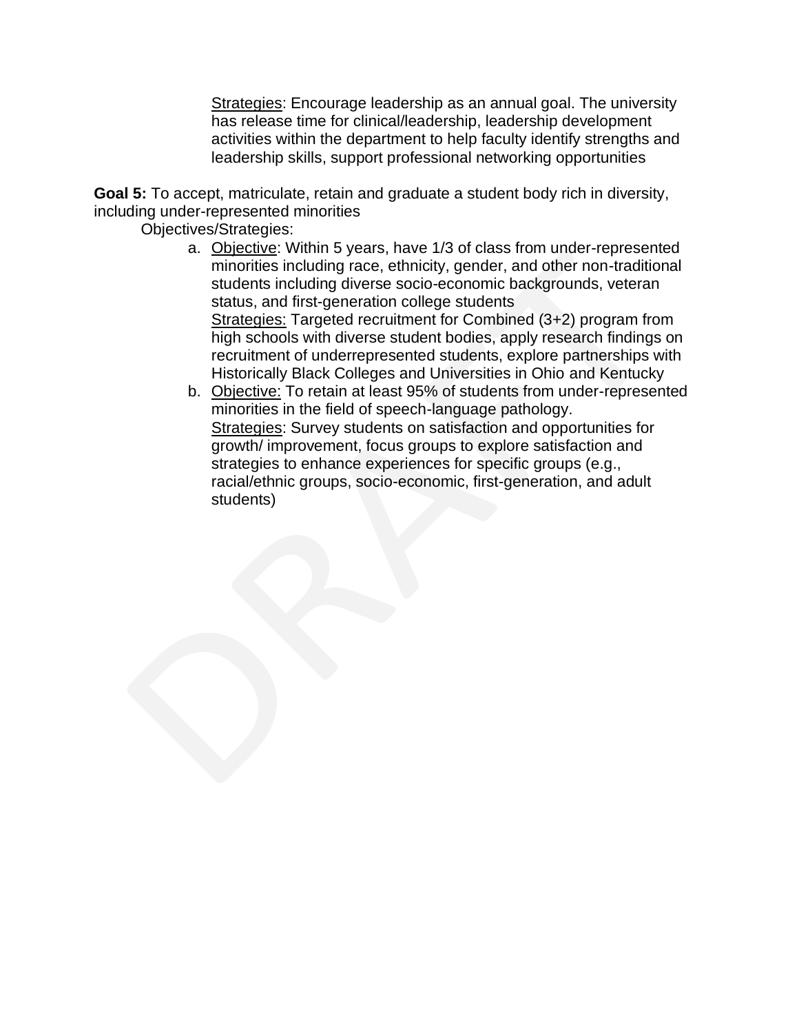<u>Strategies</u>: Encourage leadership as an annual goal. The university has release time for clinical/leadership, leadership development activities within the department to help faculty identify strengths and leadership skills, support professional networking opportunities

**Goal 5:** To accept, matriculate, retain and graduate a student body rich in diversity, including under-represented minorities

Objectives/Strategies:

a. <u>Objective</u>: Within 5 years, have 1/3 of class from under-represented minorities including race, ethnicity, gender, and other non-traditional students including diverse socio-economic backgrounds, veteran status, and first-generation college students
   <u>Strategies:</u> Targeted recruitment for Combined (3+2) program from high schools with diverse student bodies, apply research findings on recruitment of underrepresented students, explore partnerships with Historically Black Colleges and Universities in Ohio and Kentucky
b. <u>Objective:</u> To retain at least 95% of students from under-represented minorities in the field of speech-language pathology.
   <u>Strategies</u>: Survey students on satisfaction and opportunities for growth/ improvement, focus groups to explore satisfaction and strategies to enhance experiences for specific groups (e.g., racial/ethnic groups, socio-economic, first-generation, and adult students)